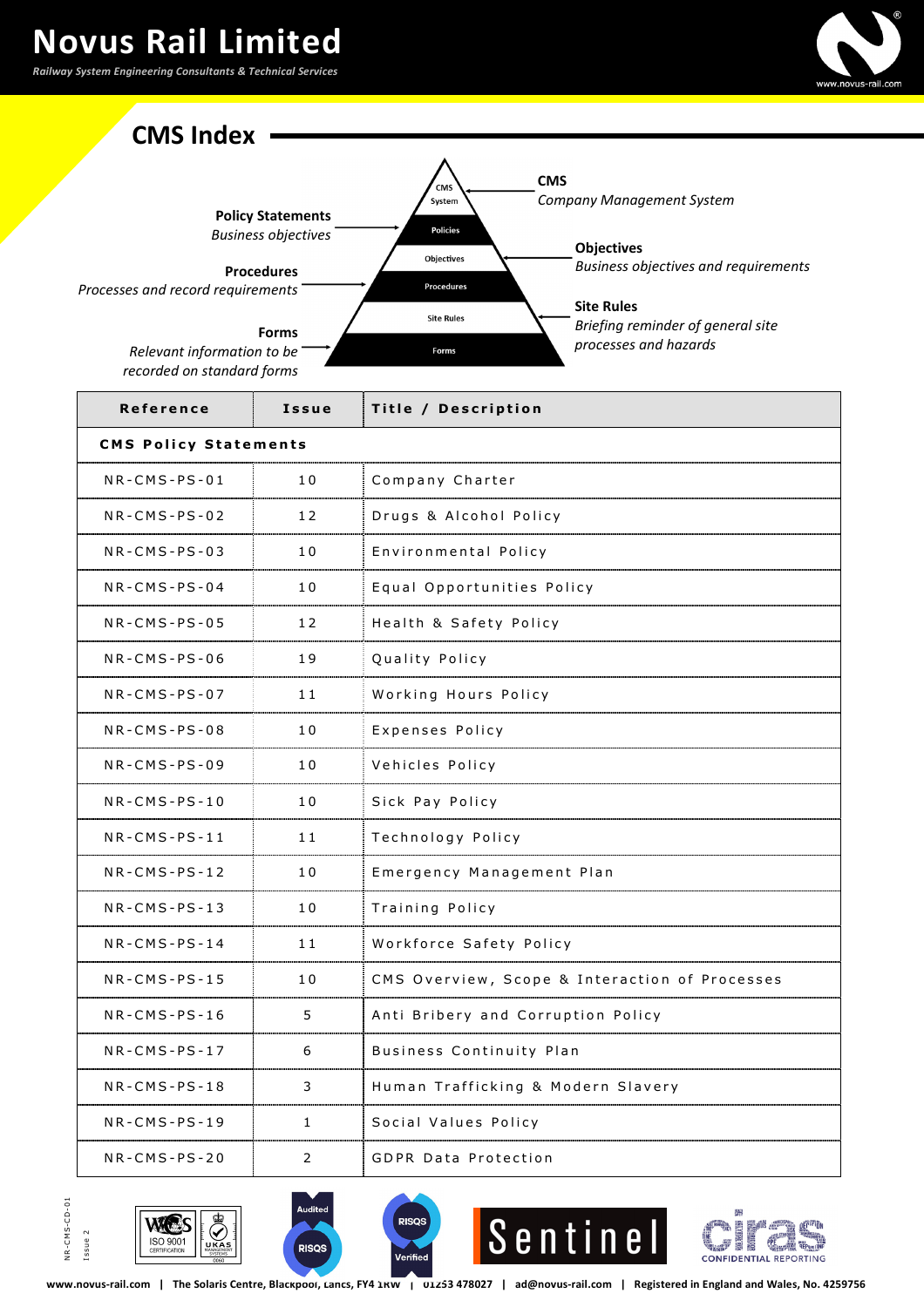# Novus Rail Limited

*Railway System Engineering Consultants & Technical Services*

## CMS Index

**CMS**
*Company Management System*

**Policy Statements**
*Business objectives*

**Objectives**
*Business objectives and requirements*

**Procedures**
*Processes and record requirements*

**Site Rules**
*Briefing reminder of general site processes and hazards*

**Forms**
*Relevant information to be recorded on standard forms*

| Reference | Issue | Title / Description |
|---|---|---|
| **CMS Policy Statements** | | |
| NR-CMS-PS-01 | 10 | Company Charter |
| NR-CMS-PS-02 | 12 | Drugs & Alcohol Policy |
| NR-CMS-PS-03 | 10 | Environmental Policy |
| NR-CMS-PS-04 | 10 | Equal Opportunities Policy |
| NR-CMS-PS-05 | 12 | Health & Safety Policy |
| NR-CMS-PS-06 | 19 | Quality Policy |
| NR-CMS-PS-07 | 11 | Working Hours Policy |
| NR-CMS-PS-08 | 10 | Expenses Policy |
| NR-CMS-PS-09 | 10 | Vehicles Policy |
| NR-CMS-PS-10 | 10 | Sick Pay Policy |
| NR-CMS-PS-11 | 11 | Technology Policy |
| NR-CMS-PS-12 | 10 | Emergency Management Plan |
| NR-CMS-PS-13 | 10 | Training Policy |
| NR-CMS-PS-14 | 11 | Workforce Safety Policy |
| NR-CMS-PS-15 | 10 | CMS Overview, Scope & Interaction of Processes |
| NR-CMS-PS-16 | 5 | Anti Bribery and Corruption Policy |
| NR-CMS-PS-17 | 6 | Business Continuity Plan |
| NR-CMS-PS-18 | 3 | Human Trafficking & Modern Slavery |
| NR-CMS-PS-19 | 1 | Social Values Policy |
| NR-CMS-PS-20 | 2 | GDPR Data Protection |

www.novus-rail.com | The Solaris Centre, Blackpool, Lancs, FY4 1RW | 01253 478027 | ad@novus-rail.com | Registered in England and Wales, No. 4259756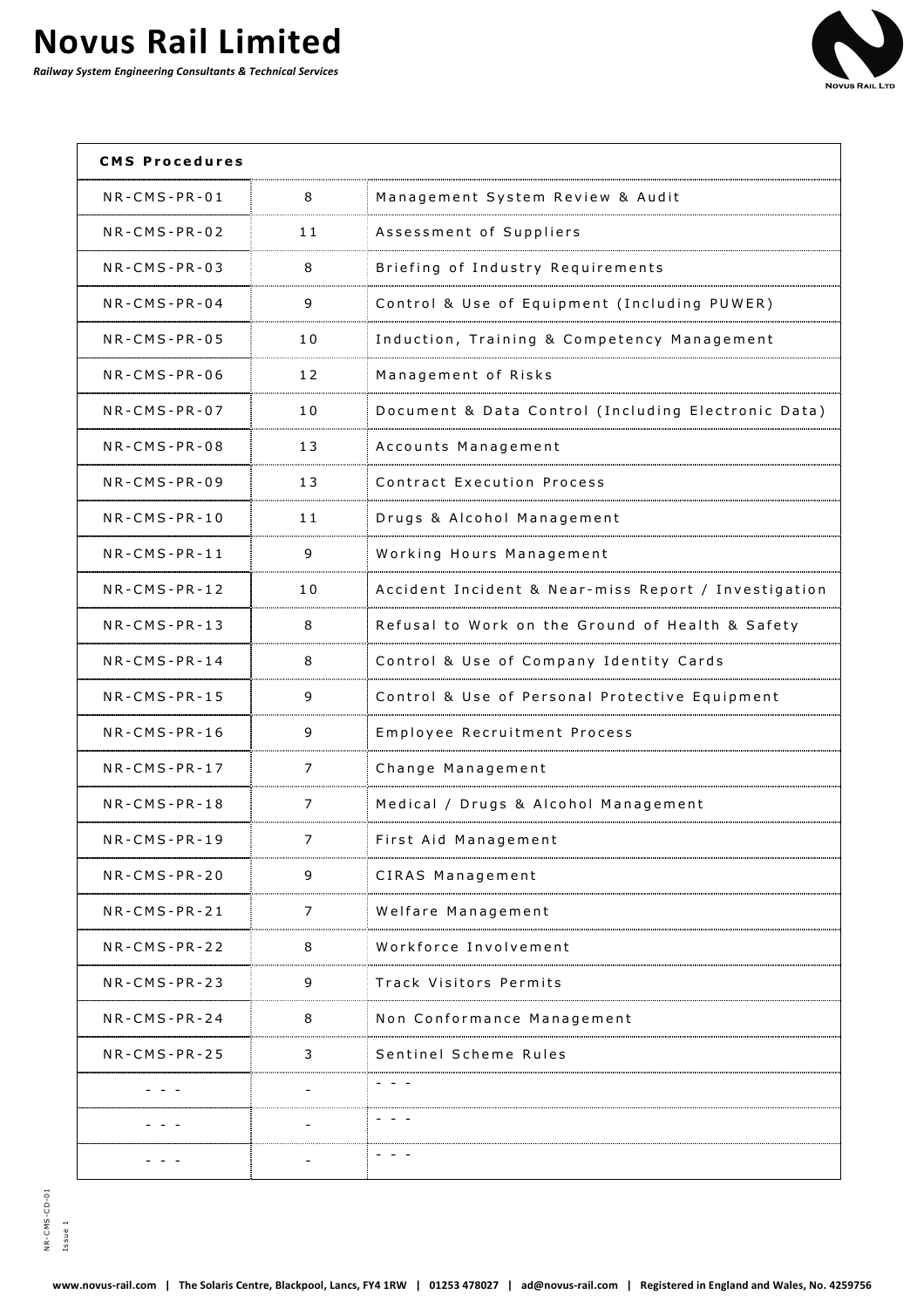| CMS Procedures | | |
|---|---|---|
| NR-CMS-PR-01 | 8 | Management System Review & Audit |
| NR-CMS-PR-02 | 11 | Assessment of Suppliers |
| NR-CMS-PR-03 | 8 | Briefing of Industry Requirements |
| NR-CMS-PR-04 | 9 | Control & Use of Equipment (Including PUWER) |
| NR-CMS-PR-05 | 10 | Induction, Training & Competency Management |
| NR-CMS-PR-06 | 12 | Management of Risks |
| NR-CMS-PR-07 | 10 | Document & Data Control (Including Electronic Data) |
| NR-CMS-PR-08 | 13 | Accounts Management |
| NR-CMS-PR-09 | 13 | Contract Execution Process |
| NR-CMS-PR-10 | 11 | Drugs & Alcohol Management |
| NR-CMS-PR-11 | 9 | Working Hours Management |
| NR-CMS-PR-12 | 10 | Accident Incident & Near-miss Report / Investigation |
| NR-CMS-PR-13 | 8 | Refusal to Work on the Ground of Health & Safety |
| NR-CMS-PR-14 | 8 | Control & Use of Company Identity Cards |
| NR-CMS-PR-15 | 9 | Control & Use of Personal Protective Equipment |
| NR-CMS-PR-16 | 9 | Employee Recruitment Process |
| NR-CMS-PR-17 | 7 | Change Management |
| NR-CMS-PR-18 | 7 | Medical / Drugs & Alcohol Management |
| NR-CMS-PR-19 | 7 | First Aid Management |
| NR-CMS-PR-20 | 9 | CIRAS Management |
| NR-CMS-PR-21 | 7 | Welfare Management |
| NR-CMS-PR-22 | 8 | Workforce Involvement |
| NR-CMS-PR-23 | 9 | Track Visitors Permits |
| NR-CMS-PR-24 | 8 | Non Conformance Management |
| NR-CMS-PR-25 | 3 | Sentinel Scheme Rules |
| - - - | - | - - - |
| - - - | - | - - - |
| - - - | - | - - - |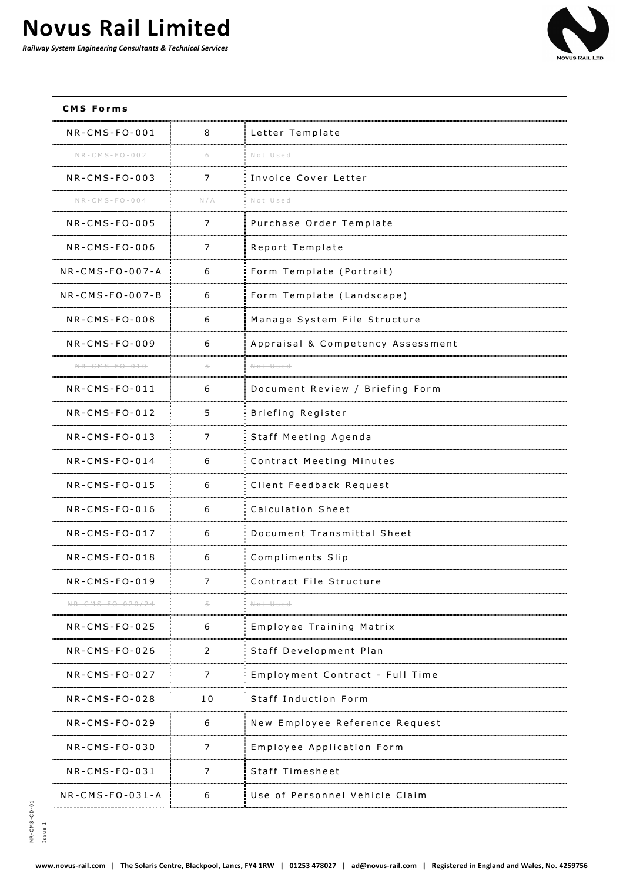| CMS Forms | | |
|---|---|---|
| NR-CMS-FO-001 | 8 | Letter Template |
| ~~NR-CMS-FO-002~~ | ~~6~~ | ~~Not Used~~ |
| NR-CMS-FO-003 | 7 | Invoice Cover Letter |
| ~~NR-CMS-FO-004~~ | ~~N/A~~ | ~~Not Used~~ |
| NR-CMS-FO-005 | 7 | Purchase Order Template |
| NR-CMS-FO-006 | 7 | Report Template |
| NR-CMS-FO-007-A | 6 | Form Template (Portrait) |
| NR-CMS-FO-007-B | 6 | Form Template (Landscape) |
| NR-CMS-FO-008 | 6 | Manage System File Structure |
| NR-CMS-FO-009 | 6 | Appraisal & Competency Assessment |
| ~~NR-CMS-FO-010~~ | ~~5~~ | ~~Not Used~~ |
| NR-CMS-FO-011 | 6 | Document Review / Briefing Form |
| NR-CMS-FO-012 | 5 | Briefing Register |
| NR-CMS-FO-013 | 7 | Staff Meeting Agenda |
| NR-CMS-FO-014 | 6 | Contract Meeting Minutes |
| NR-CMS-FO-015 | 6 | Client Feedback Request |
| NR-CMS-FO-016 | 6 | Calculation Sheet |
| NR-CMS-FO-017 | 6 | Document Transmittal Sheet |
| NR-CMS-FO-018 | 6 | Compliments Slip |
| NR-CMS-FO-019 | 7 | Contract File Structure |
| ~~NR-CMS-FO-020/24~~ | ~~5~~ | ~~Not Used~~ |
| NR-CMS-FO-025 | 6 | Employee Training Matrix |
| NR-CMS-FO-026 | 2 | Staff Development Plan |
| NR-CMS-FO-027 | 7 | Employment Contract - Full Time |
| NR-CMS-FO-028 | 10 | Staff Induction Form |
| NR-CMS-FO-029 | 6 | New Employee Reference Request |
| NR-CMS-FO-030 | 7 | Employee Application Form |
| NR-CMS-FO-031 | 7 | Staff Timesheet |
| NR-CMS-FO-031-A | 6 | Use of Personnel Vehicle Claim |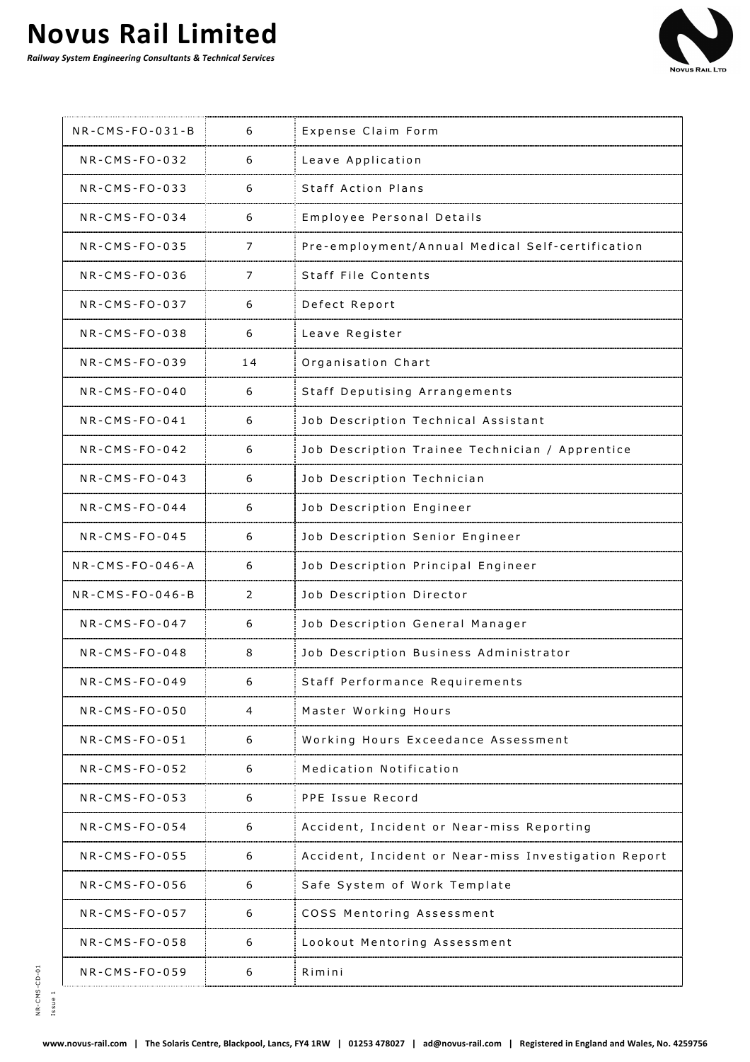| NR-CMS-FO-031-B | 6 | Expense Claim Form |
|---|---|---|
| NR-CMS-FO-032 | 6 | Leave Application |
| NR-CMS-FO-033 | 6 | Staff Action Plans |
| NR-CMS-FO-034 | 6 | Employee Personal Details |
| NR-CMS-FO-035 | 7 | Pre-employment/Annual Medical Self-certification |
| NR-CMS-FO-036 | 7 | Staff File Contents |
| NR-CMS-FO-037 | 6 | Defect Report |
| NR-CMS-FO-038 | 6 | Leave Register |
| NR-CMS-FO-039 | 14 | Organisation Chart |
| NR-CMS-FO-040 | 6 | Staff Deputising Arrangements |
| NR-CMS-FO-041 | 6 | Job Description Technical Assistant |
| NR-CMS-FO-042 | 6 | Job Description Trainee Technician / Apprentice |
| NR-CMS-FO-043 | 6 | Job Description Technician |
| NR-CMS-FO-044 | 6 | Job Description Engineer |
| NR-CMS-FO-045 | 6 | Job Description Senior Engineer |
| NR-CMS-FO-046-A | 6 | Job Description Principal Engineer |
| NR-CMS-FO-046-B | 2 | Job Description Director |
| NR-CMS-FO-047 | 6 | Job Description General Manager |
| NR-CMS-FO-048 | 8 | Job Description Business Administrator |
| NR-CMS-FO-049 | 6 | Staff Performance Requirements |
| NR-CMS-FO-050 | 4 | Master Working Hours |
| NR-CMS-FO-051 | 6 | Working Hours Exceedance Assessment |
| NR-CMS-FO-052 | 6 | Medication Notification |
| NR-CMS-FO-053 | 6 | PPE Issue Record |
| NR-CMS-FO-054 | 6 | Accident, Incident or Near-miss Reporting |
| NR-CMS-FO-055 | 6 | Accident, Incident or Near-miss Investigation Report |
| NR-CMS-FO-056 | 6 | Safe System of Work Template |
| NR-CMS-FO-057 | 6 | COSS Mentoring Assessment |
| NR-CMS-FO-058 | 6 | Lookout Mentoring Assessment |
| NR-CMS-FO-059 | 6 | Rimini |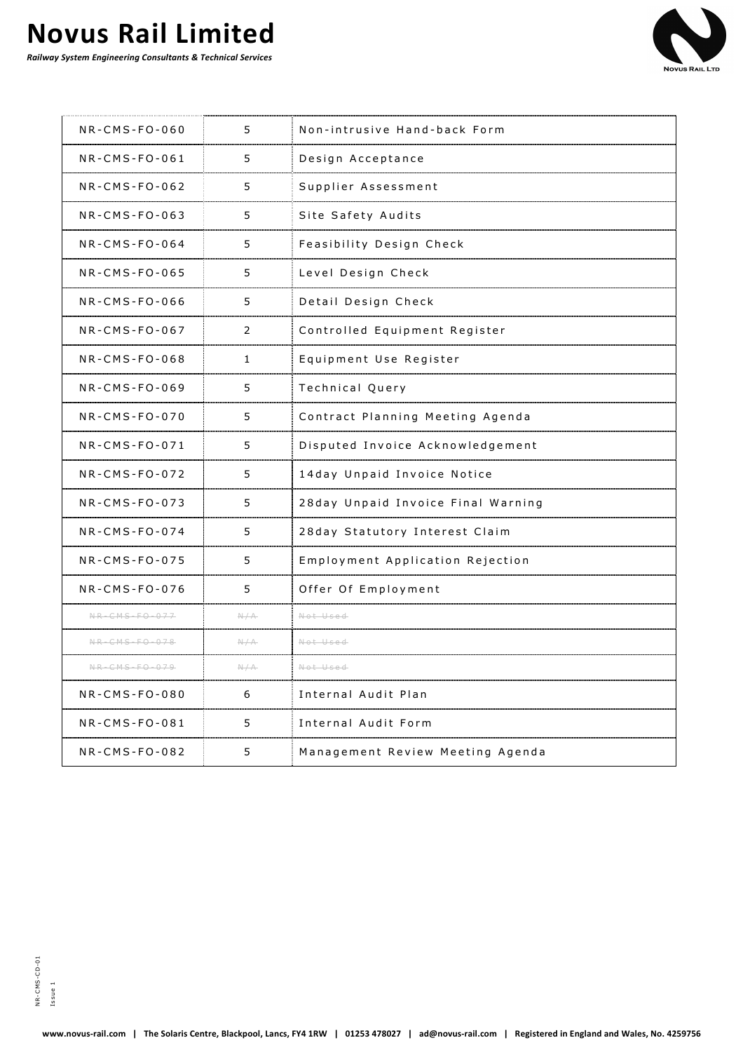| | | |
|---|---|---|
| NR-CMS-FO-060 | 5 | Non-intrusive Hand-back Form |
| NR-CMS-FO-061 | 5 | Design Acceptance |
| NR-CMS-FO-062 | 5 | Supplier Assessment |
| NR-CMS-FO-063 | 5 | Site Safety Audits |
| NR-CMS-FO-064 | 5 | Feasibility Design Check |
| NR-CMS-FO-065 | 5 | Level Design Check |
| NR-CMS-FO-066 | 5 | Detail Design Check |
| NR-CMS-FO-067 | 2 | Controlled Equipment Register |
| NR-CMS-FO-068 | 1 | Equipment Use Register |
| NR-CMS-FO-069 | 5 | Technical Query |
| NR-CMS-FO-070 | 5 | Contract Planning Meeting Agenda |
| NR-CMS-FO-071 | 5 | Disputed Invoice Acknowledgement |
| NR-CMS-FO-072 | 5 | 14day Unpaid Invoice Notice |
| NR-CMS-FO-073 | 5 | 28day Unpaid Invoice Final Warning |
| NR-CMS-FO-074 | 5 | 28day Statutory Interest Claim |
| NR-CMS-FO-075 | 5 | Employment Application Rejection |
| NR-CMS-FO-076 | 5 | Offer Of Employment |
| ~~NR-CMS-FO-077~~ | ~~N/A~~ | ~~Not Used~~ |
| ~~NR-CMS-FO-078~~ | ~~N/A~~ | ~~Not Used~~ |
| ~~NR-CMS-FO-079~~ | ~~N/A~~ | ~~Not Used~~ |
| NR-CMS-FO-080 | 6 | Internal Audit Plan |
| NR-CMS-FO-081 | 5 | Internal Audit Form |
| NR-CMS-FO-082 | 5 | Management Review Meeting Agenda |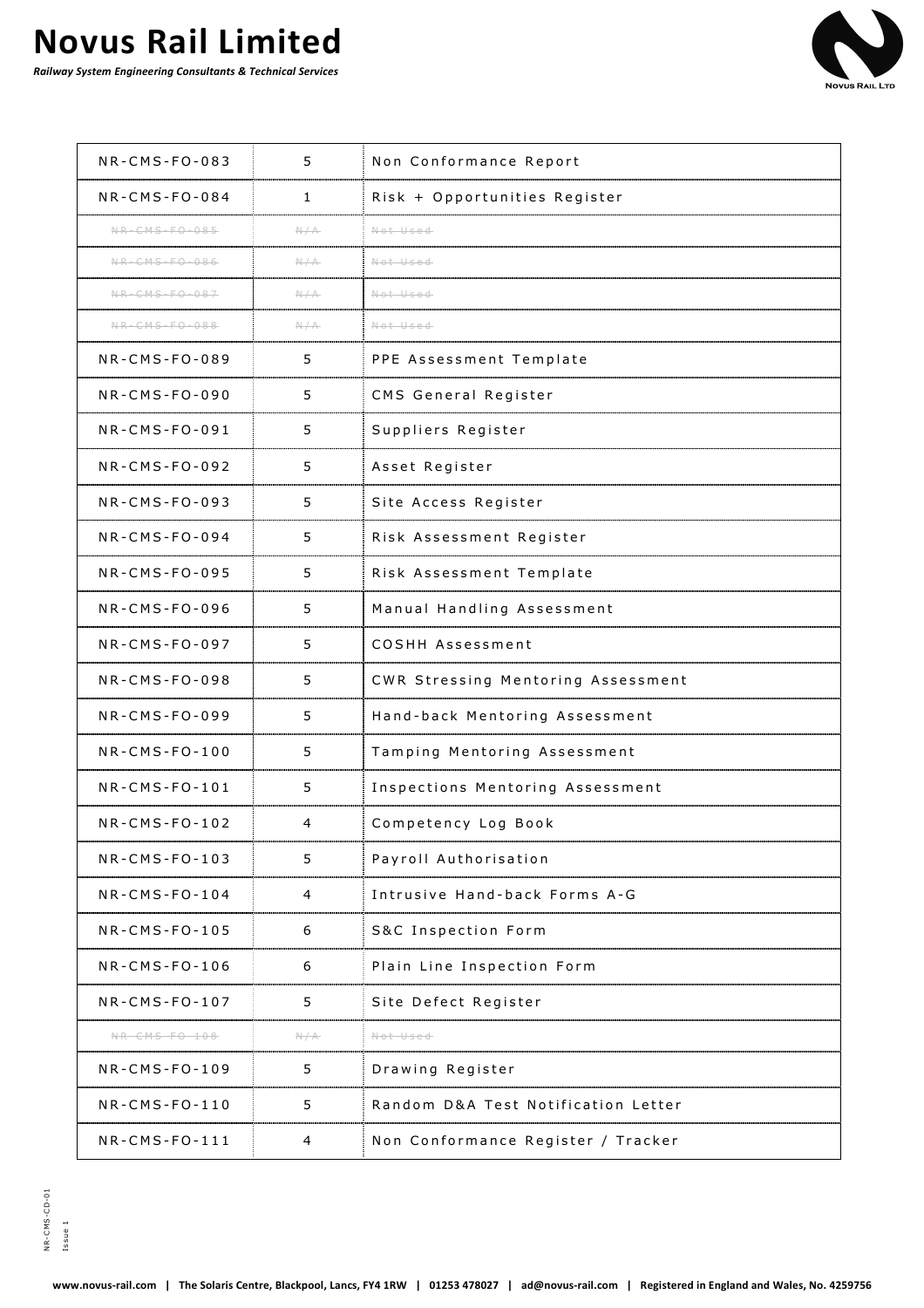| NR-CMS-FO-083 | 5 | Non Conformance Report |
|---|---|---|
| NR-CMS-FO-084 | 1 | Risk + Opportunities Register |
| ~~NR-CMS-FO-085~~ | ~~N/A~~ | ~~Not Used~~ |
| ~~NR-CMS-FO-086~~ | ~~N/A~~ | ~~Not Used~~ |
| ~~NR-CMS-FO-087~~ | ~~N/A~~ | ~~Not Used~~ |
| ~~NR-CMS-FO-088~~ | ~~N/A~~ | ~~Not Used~~ |
| NR-CMS-FO-089 | 5 | PPE Assessment Template |
| NR-CMS-FO-090 | 5 | CMS General Register |
| NR-CMS-FO-091 | 5 | Suppliers Register |
| NR-CMS-FO-092 | 5 | Asset Register |
| NR-CMS-FO-093 | 5 | Site Access Register |
| NR-CMS-FO-094 | 5 | Risk Assessment Register |
| NR-CMS-FO-095 | 5 | Risk Assessment Template |
| NR-CMS-FO-096 | 5 | Manual Handling Assessment |
| NR-CMS-FO-097 | 5 | COSHH Assessment |
| NR-CMS-FO-098 | 5 | CWR Stressing Mentoring Assessment |
| NR-CMS-FO-099 | 5 | Hand-back Mentoring Assessment |
| NR-CMS-FO-100 | 5 | Tamping Mentoring Assessment |
| NR-CMS-FO-101 | 5 | Inspections Mentoring Assessment |
| NR-CMS-FO-102 | 4 | Competency Log Book |
| NR-CMS-FO-103 | 5 | Payroll Authorisation |
| NR-CMS-FO-104 | 4 | Intrusive Hand-back Forms A-G |
| NR-CMS-FO-105 | 6 | S&C Inspection Form |
| NR-CMS-FO-106 | 6 | Plain Line Inspection Form |
| NR-CMS-FO-107 | 5 | Site Defect Register |
| ~~NR-CMS-FO-108~~ | ~~N/A~~ | ~~Not Used~~ |
| NR-CMS-FO-109 | 5 | Drawing Register |
| NR-CMS-FO-110 | 5 | Random D&A Test Notification Letter |
| NR-CMS-FO-111 | 4 | Non Conformance Register / Tracker |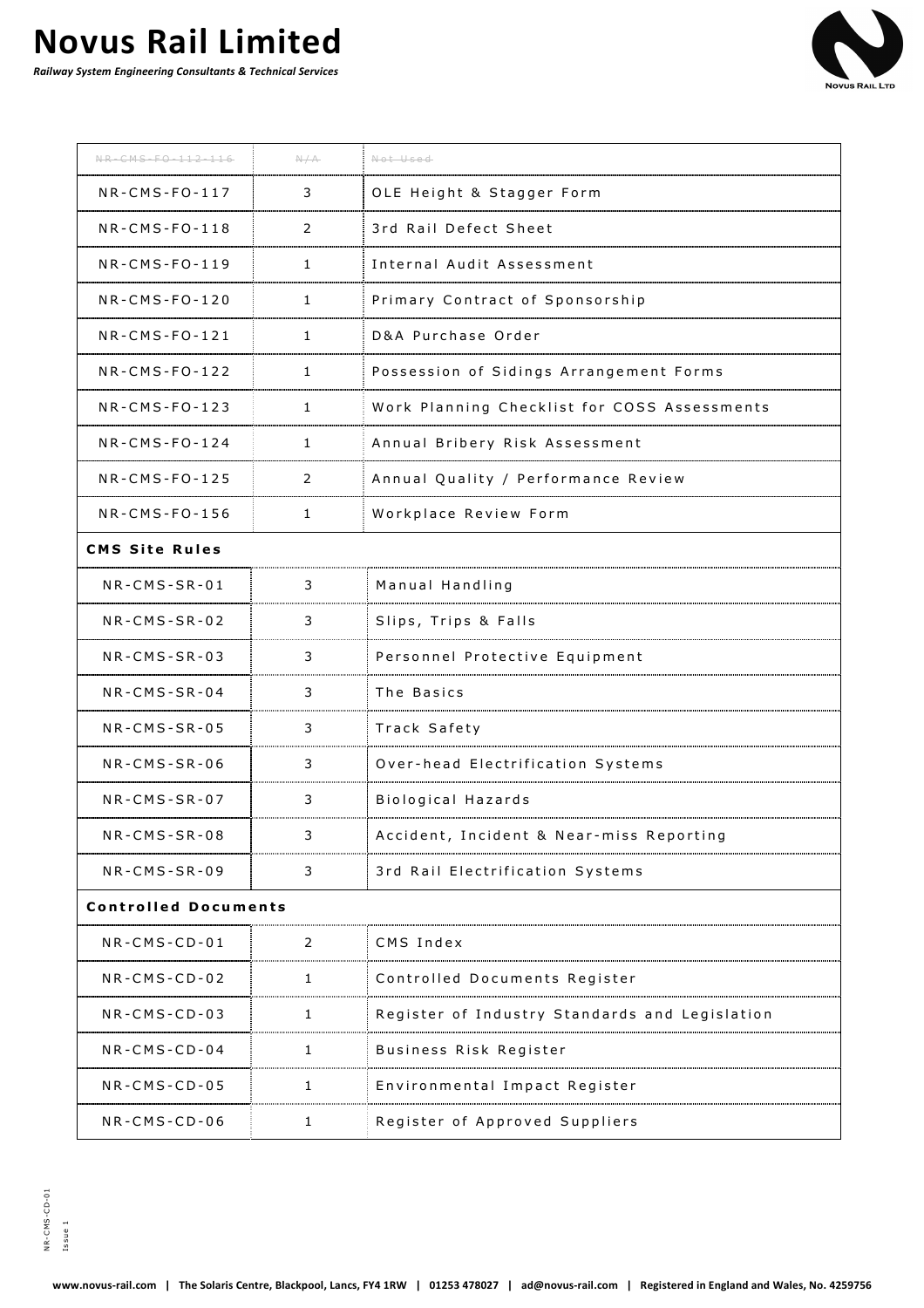| | | |
|---|---|---|
| ~~NR-CMS-FO-112-116~~ | ~~N/A~~ | ~~Not Used~~ |
| NR-CMS-FO-117 | 3 | OLE Height & Stagger Form |
| NR-CMS-FO-118 | 2 | 3rd Rail Defect Sheet |
| NR-CMS-FO-119 | 1 | Internal Audit Assessment |
| NR-CMS-FO-120 | 1 | Primary Contract of Sponsorship |
| NR-CMS-FO-121 | 1 | D&A Purchase Order |
| NR-CMS-FO-122 | 1 | Possession of Sidings Arrangement Forms |
| NR-CMS-FO-123 | 1 | Work Planning Checklist for COSS Assessments |
| NR-CMS-FO-124 | 1 | Annual Bribery Risk Assessment |
| NR-CMS-FO-125 | 2 | Annual Quality / Performance Review |
| NR-CMS-FO-156 | 1 | Workplace Review Form |
| **CMS Site Rules** | | |
| NR-CMS-SR-01 | 3 | Manual Handling |
| NR-CMS-SR-02 | 3 | Slips, Trips & Falls |
| NR-CMS-SR-03 | 3 | Personnel Protective Equipment |
| NR-CMS-SR-04 | 3 | The Basics |
| NR-CMS-SR-05 | 3 | Track Safety |
| NR-CMS-SR-06 | 3 | Over-head Electrification Systems |
| NR-CMS-SR-07 | 3 | Biological Hazards |
| NR-CMS-SR-08 | 3 | Accident, Incident & Near-miss Reporting |
| NR-CMS-SR-09 | 3 | 3rd Rail Electrification Systems |
| **Controlled Documents** | | |
| NR-CMS-CD-01 | 2 | CMS Index |
| NR-CMS-CD-02 | 1 | Controlled Documents Register |
| NR-CMS-CD-03 | 1 | Register of Industry Standards and Legislation |
| NR-CMS-CD-04 | 1 | Business Risk Register |
| NR-CMS-CD-05 | 1 | Environmental Impact Register |
| NR-CMS-CD-06 | 1 | Register of Approved Suppliers |